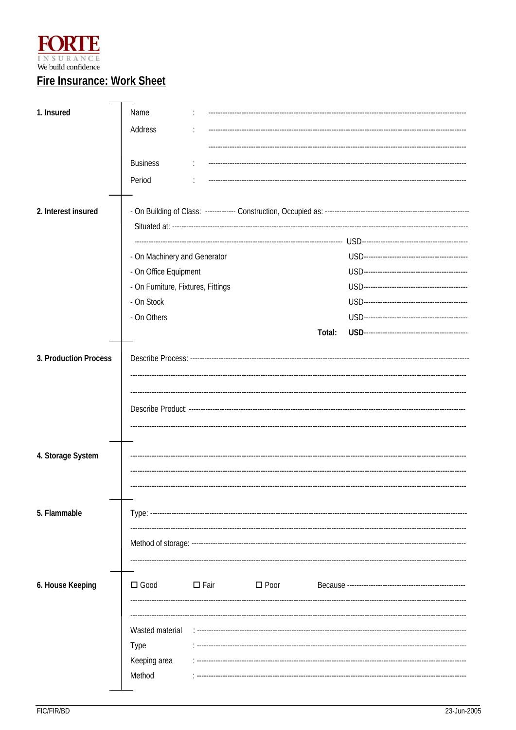FORTE
INSURANCE
We build confidence

# Fire Insurance: Work Sheet

**1. Insured**

Name : ----------------------------------------------------------------------------------------------------------

Address : ----------------------------------------------------------------------------------------------------------

----------------------------------------------------------------------------------------------------------

Business : ----------------------------------------------------------------------------------------------------------

Period : ----------------------------------------------------------------------------------------------------------

**2. Interest insured**

- On Building of Class: ------------ Construction, Occupied as: -----------------------------------------------------------

Situated at: ----------------------------------------------------------------------------------------------------------

-------------------------------------------------------------------------------------- USD--------------------------------------------

- On Machinery and Generator USD--------------------------------------------
- On Office Equipment USD--------------------------------------------
- On Furniture, Fixtures, Fittings USD--------------------------------------------
- On Stock USD--------------------------------------------
- On Others USD--------------------------------------------

**Total:** **USD**--------------------------------------------

**3. Production Process**

Describe Process: ----------------------------------------------------------------------------------------------------------

----------------------------------------------------------------------------------------------------------

----------------------------------------------------------------------------------------------------------

Describe Product: ----------------------------------------------------------------------------------------------------------

----------------------------------------------------------------------------------------------------------

**4. Storage System**

----------------------------------------------------------------------------------------------------------

----------------------------------------------------------------------------------------------------------

----------------------------------------------------------------------------------------------------------

**5. Flammable**

Type: ----------------------------------------------------------------------------------------------------------

----------------------------------------------------------------------------------------------------------

Method of storage: ----------------------------------------------------------------------------------------------------------

----------------------------------------------------------------------------------------------------------

**6. House Keeping**

☐ Good ☐ Fair ☐ Poor Because --------------------------------------------------

----------------------------------------------------------------------------------------------------------

----------------------------------------------------------------------------------------------------------

Wasted material : ----------------------------------------------------------------------------------------------------------

Type : ----------------------------------------------------------------------------------------------------------

Keeping area : ----------------------------------------------------------------------------------------------------------

Method : ----------------------------------------------------------------------------------------------------------

FIC/FIR/BD 23-Jun-2005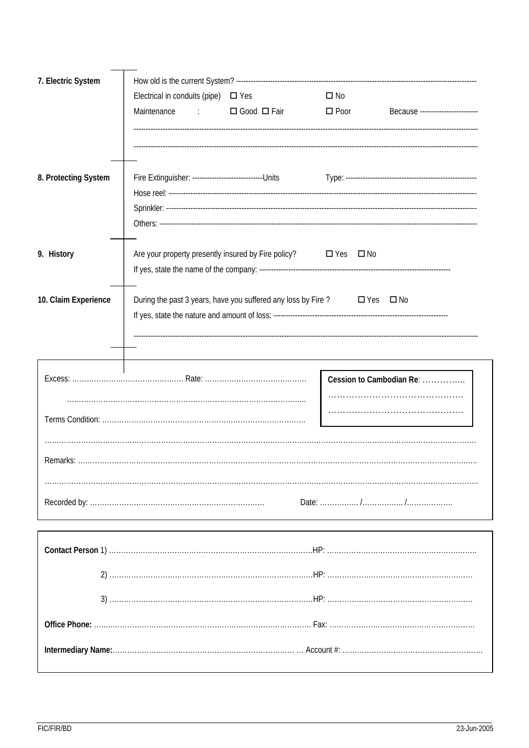**7. Electric System**

How old is the current System? -----------------------------------------------------------------------------------------------

Electrical in conduits (pipe) ☐ Yes ☐ No

Maintenance : ☐ Good ☐ Fair ☐ Poor Because ------------------------

-----------------------------------------------------------------------------------------------------------------------------------------

-----------------------------------------------------------------------------------------------------------------------------------------

**8. Protecting System**

Fire Extinguisher: -----------------------------Units Type: -----------------------------------------------------

Hose reel: -----------------------------------------------------------------------------------------------------------------------------

Sprinkler: -----------------------------------------------------------------------------------------------------------------------------

Others: -------------------------------------------------------------------------------------------------------------------------------

**9. History**

Are your property presently insured by Fire policy? ☐ Yes ☐ No

If yes, state the name of the company: -----------------------------------------------------------------------------

**10. Claim Experience**

During the past 3 years, have you suffered any loss by Fire ? ☐ Yes ☐ No

If yes, state the nature and amount of loss: ----------------------------------------------------------------------

-----------------------------------------------------------------------------------------------------------------------------------------

Excess: ……………………………………… Rate: ……………………………………

………………………………………………………………………………………...

Terms Condition: …………………………………………………………………………

**Cession to Cambodian Re**: …………..

……………………………………….

……………………………………….

………………………………………………………………………………………………………………………………………………

Remarks: ………………………………………………………………………………………………………………………………….

………………………………………………………………………………………………………………………………………………..

Recorded by: ……………………………………………………………… Date: ……………. /…………….. /………………

**Contact Person** 1) …………………………………………………………………………HP: …………………………………………………….

2) …………………………………………………………………………HP: ……………………………………………………

3) …………………………………………………………………………HP: ……………………………………………………

**Office Phone:** …....................………………………………………………………………. Fax: ……………………………………………………

**Intermediary Name:**………………………………………………………………… … Account #: …………………………………………………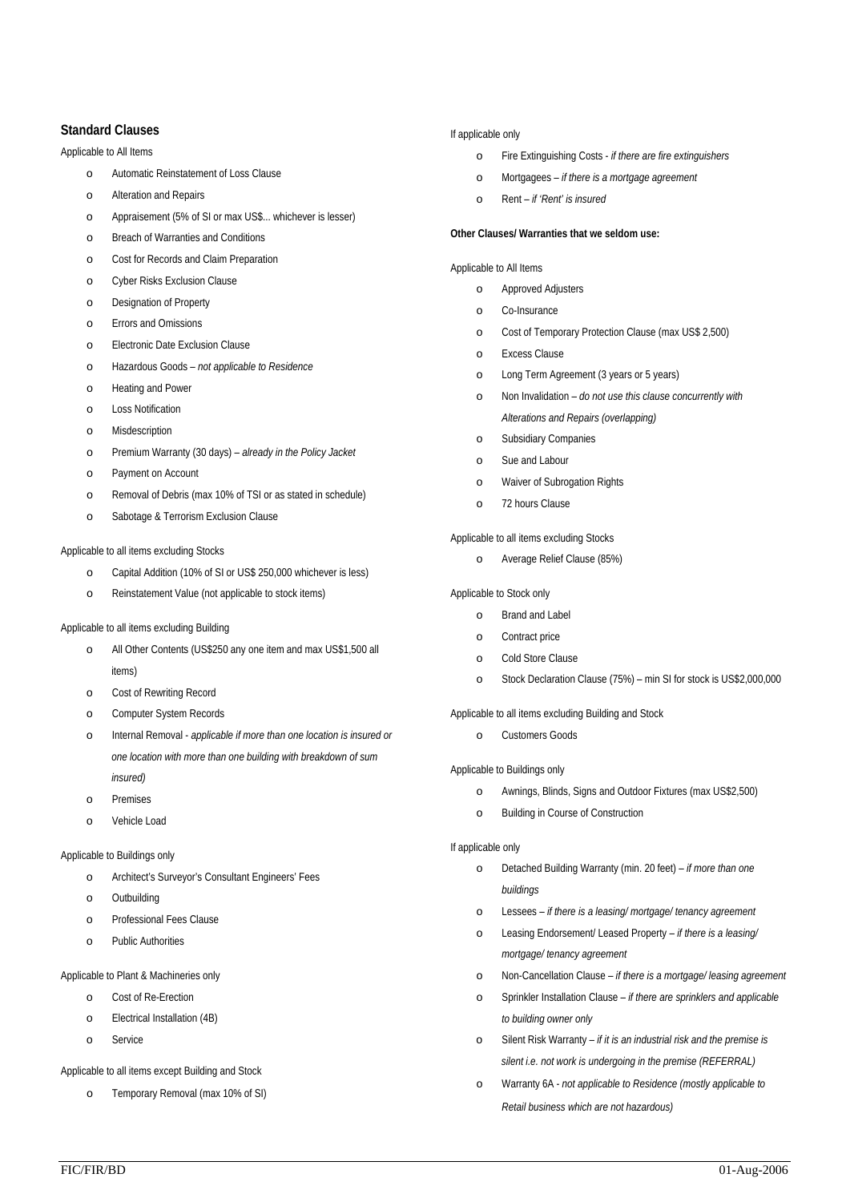## Standard Clauses

Applicable to All Items

- Automatic Reinstatement of Loss Clause
- Alteration and Repairs
- Appraisement (5% of SI or max US$... whichever is lesser)
- Breach of Warranties and Conditions
- Cost for Records and Claim Preparation
- Cyber Risks Exclusion Clause
- Designation of Property
- Errors and Omissions
- Electronic Date Exclusion Clause
- Hazardous Goods – *not applicable to Residence*
- Heating and Power
- Loss Notification
- Misdescription
- Premium Warranty (30 days) – *already in the Policy Jacket*
- Payment on Account
- Removal of Debris (max 10% of TSI or as stated in schedule)
- Sabotage & Terrorism Exclusion Clause

Applicable to all items excluding Stocks

- Capital Addition (10% of SI or US$ 250,000 whichever is less)
- Reinstatement Value (not applicable to stock items)

Applicable to all items excluding Building

- All Other Contents (US$250 any one item and max US$1,500 all items)
- Cost of Rewriting Record
- Computer System Records
- Internal Removal - *applicable if more than one location is insured or one location with more than one building with breakdown of sum insured)*
- Premises
- Vehicle Load

Applicable to Buildings only

- Architect's Surveyor's Consultant Engineers' Fees
- Outbuilding
- Professional Fees Clause
- Public Authorities

Applicable to Plant & Machineries only

- Cost of Re-Erection
- Electrical Installation (4B)
- Service

Applicable to all items except Building and Stock

- Temporary Removal (max 10% of SI)

If applicable only

- Fire Extinguishing Costs - *if there are fire extinguishers*
- Mortgagees – *if there is a mortgage agreement*
- Rent – *if 'Rent' is insured*

**Other Clauses/ Warranties that we seldom use:**

Applicable to All Items

- Approved Adjusters
- Co-Insurance
- Cost of Temporary Protection Clause (max US$ 2,500)
- Excess Clause
- Long Term Agreement (3 years or 5 years)
- Non Invalidation – *do not use this clause concurrently with Alterations and Repairs (overlapping)*
- Subsidiary Companies
- Sue and Labour
- Waiver of Subrogation Rights
- 72 hours Clause

Applicable to all items excluding Stocks

- Average Relief Clause (85%)

Applicable to Stock only

- Brand and Label
- Contract price
- Cold Store Clause
- Stock Declaration Clause (75%) – min SI for stock is US$2,000,000

Applicable to all items excluding Building and Stock

- Customers Goods

Applicable to Buildings only

- Awnings, Blinds, Signs and Outdoor Fixtures (max US$2,500)
- Building in Course of Construction

If applicable only

- Detached Building Warranty (min. 20 feet) – *if more than one buildings*
- Lessees – *if there is a leasing/ mortgage/ tenancy agreement*
- Leasing Endorsement/ Leased Property – *if there is a leasing/ mortgage/ tenancy agreement*
- Non-Cancellation Clause – *if there is a mortgage/ leasing agreement*
- Sprinkler Installation Clause – *if there are sprinklers and applicable to building owner only*
- Silent Risk Warranty – *if it is an industrial risk and the premise is silent i.e. not work is undergoing in the premise (REFERRAL)*
- Warranty 6A - *not applicable to Residence (mostly applicable to Retail business which are not hazardous)*